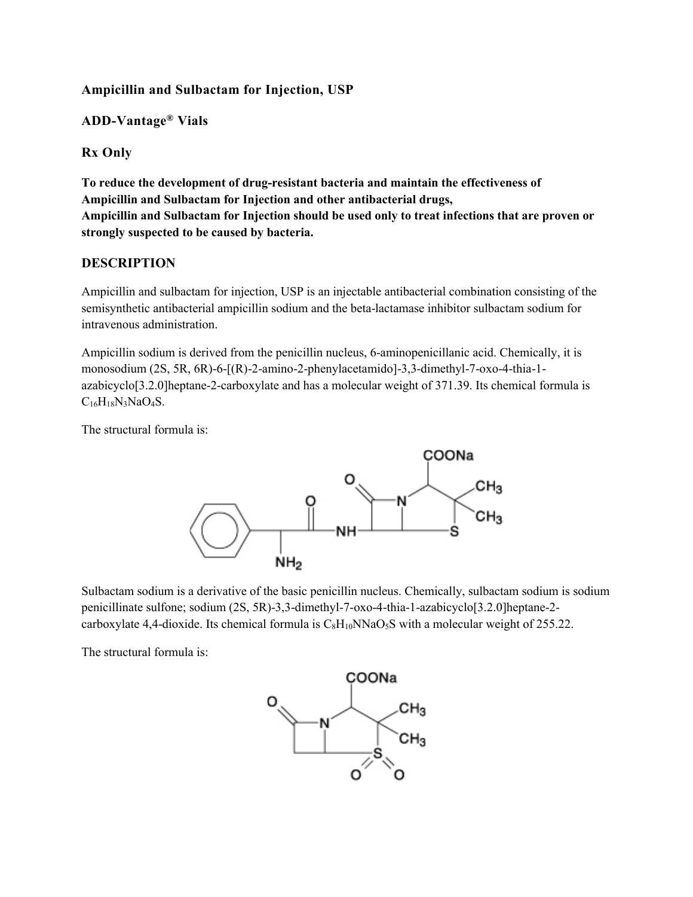# Ampicillin and Sulbactam for Injection, USP

## ADD-Vantage® Vials

**Rx Only**

**To reduce the development of drug-resistant bacteria and maintain the effectiveness of Ampicillin and Sulbactam for Injection and other antibacterial drugs, Ampicillin and Sulbactam for Injection should be used only to treat infections that are proven or strongly suspected to be caused by bacteria.**

## DESCRIPTION

Ampicillin and sulbactam for injection, USP is an injectable antibacterial combination consisting of the semisynthetic antibacterial ampicillin sodium and the beta-lactamase inhibitor sulbactam sodium for intravenous administration.

Ampicillin sodium is derived from the penicillin nucleus, 6-aminopenicillanic acid. Chemically, it is monosodium (2S, 5R, 6R)-6-[(R)-2-amino-2-phenylacetamido]-3,3-dimethyl-7-oxo-4-thia-1-azabicyclo[3.2.0]heptane-2-carboxylate and has a molecular weight of 371.39. Its chemical formula is $C_{16}H_{18}N_3NaO_4S$.

The structural formula is:

Sulbactam sodium is a derivative of the basic penicillin nucleus. Chemically, sulbactam sodium is sodium penicillinate sulfone; sodium (2S, 5R)-3,3-dimethyl-7-oxo-4-thia-1-azabicyclo[3.2.0]heptane-2-carboxylate 4,4-dioxide. Its chemical formula is $C_8H_{10}NNaO_5S$ with a molecular weight of 255.22.

The structural formula is: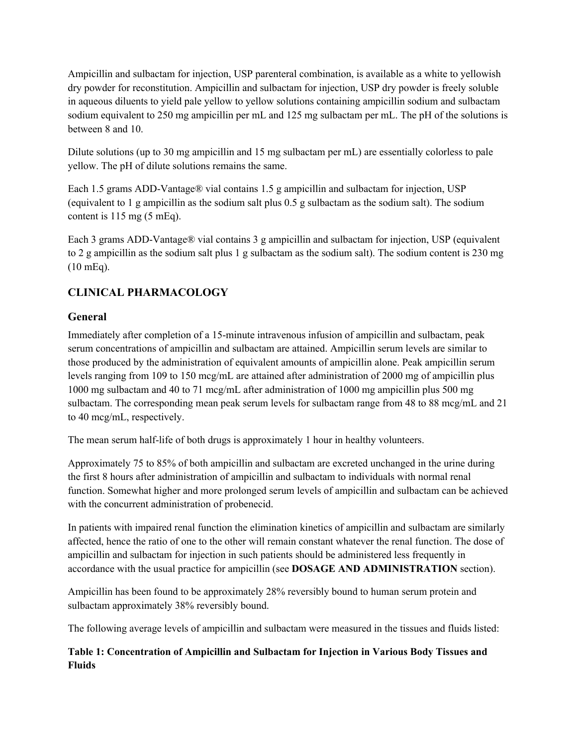Ampicillin and sulbactam for injection, USP parenteral combination, is available as a white to yellowish dry powder for reconstitution. Ampicillin and sulbactam for injection, USP dry powder is freely soluble in aqueous diluents to yield pale yellow to yellow solutions containing ampicillin sodium and sulbactam sodium equivalent to 250 mg ampicillin per mL and 125 mg sulbactam per mL. The pH of the solutions is between 8 and 10.

Dilute solutions (up to 30 mg ampicillin and 15 mg sulbactam per mL) are essentially colorless to pale yellow. The pH of dilute solutions remains the same.

Each 1.5 grams ADD-Vantage® vial contains 1.5 g ampicillin and sulbactam for injection, USP (equivalent to 1 g ampicillin as the sodium salt plus 0.5 g sulbactam as the sodium salt). The sodium content is 115 mg (5 mEq).

Each 3 grams ADD-Vantage® vial contains 3 g ampicillin and sulbactam for injection, USP (equivalent to 2 g ampicillin as the sodium salt plus 1 g sulbactam as the sodium salt). The sodium content is 230 mg (10 mEq).

## CLINICAL PHARMACOLOGY

### General

Immediately after completion of a 15-minute intravenous infusion of ampicillin and sulbactam, peak serum concentrations of ampicillin and sulbactam are attained. Ampicillin serum levels are similar to those produced by the administration of equivalent amounts of ampicillin alone. Peak ampicillin serum levels ranging from 109 to 150 mcg/mL are attained after administration of 2000 mg of ampicillin plus 1000 mg sulbactam and 40 to 71 mcg/mL after administration of 1000 mg ampicillin plus 500 mg sulbactam. The corresponding mean peak serum levels for sulbactam range from 48 to 88 mcg/mL and 21 to 40 mcg/mL, respectively.

The mean serum half-life of both drugs is approximately 1 hour in healthy volunteers.

Approximately 75 to 85% of both ampicillin and sulbactam are excreted unchanged in the urine during the first 8 hours after administration of ampicillin and sulbactam to individuals with normal renal function. Somewhat higher and more prolonged serum levels of ampicillin and sulbactam can be achieved with the concurrent administration of probenecid.

In patients with impaired renal function the elimination kinetics of ampicillin and sulbactam are similarly affected, hence the ratio of one to the other will remain constant whatever the renal function. The dose of ampicillin and sulbactam for injection in such patients should be administered less frequently in accordance with the usual practice for ampicillin (see **DOSAGE AND ADMINISTRATION** section).

Ampicillin has been found to be approximately 28% reversibly bound to human serum protein and sulbactam approximately 38% reversibly bound.

The following average levels of ampicillin and sulbactam were measured in the tissues and fluids listed:

**Table 1: Concentration of Ampicillin and Sulbactam for Injection in Various Body Tissues and Fluids**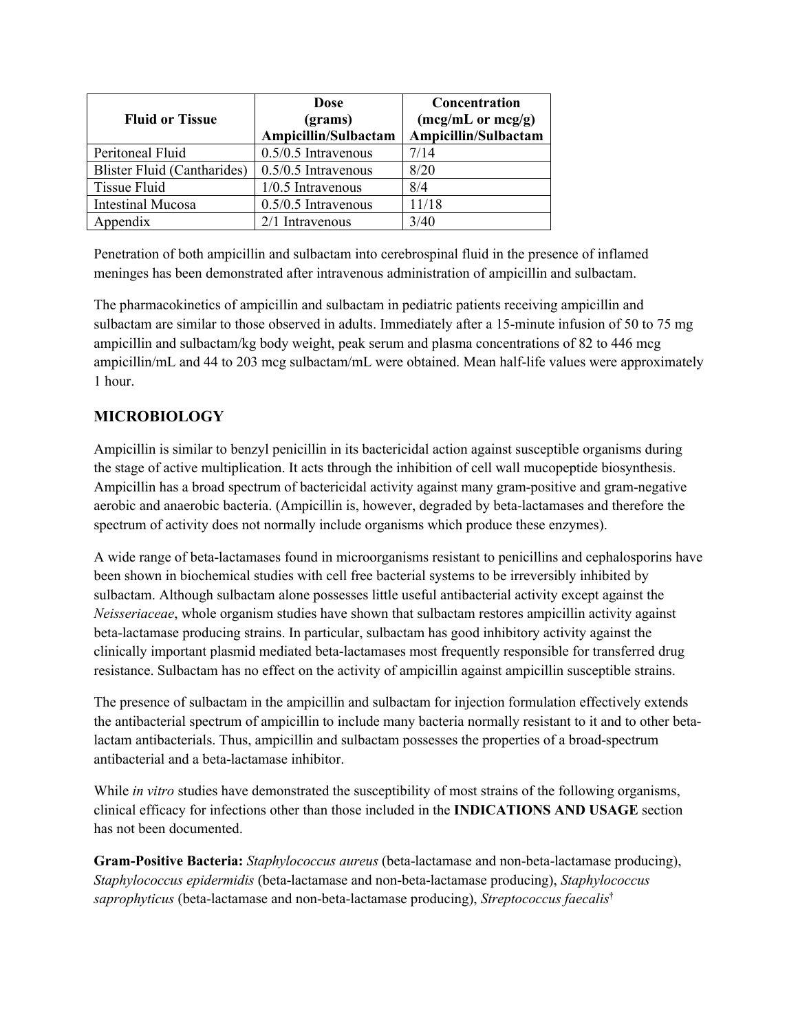| Fluid or Tissue | Dose (grams) Ampicillin/Sulbactam | Concentration (mcg/mL or mcg/g) Ampicillin/Sulbactam |
|---|---|---|
| Peritoneal Fluid | 0.5/0.5 Intravenous | 7/14 |
| Blister Fluid (Cantharides) | 0.5/0.5 Intravenous | 8/20 |
| Tissue Fluid | 1/0.5 Intravenous | 8/4 |
| Intestinal Mucosa | 0.5/0.5 Intravenous | 11/18 |
| Appendix | 2/1 Intravenous | 3/40 |

Penetration of both ampicillin and sulbactam into cerebrospinal fluid in the presence of inflamed meninges has been demonstrated after intravenous administration of ampicillin and sulbactam.

The pharmacokinetics of ampicillin and sulbactam in pediatric patients receiving ampicillin and sulbactam are similar to those observed in adults. Immediately after a 15-minute infusion of 50 to 75 mg ampicillin and sulbactam/kg body weight, peak serum and plasma concentrations of 82 to 446 mcg ampicillin/mL and 44 to 203 mcg sulbactam/mL were obtained. Mean half-life values were approximately 1 hour.

## MICROBIOLOGY

Ampicillin is similar to benzyl penicillin in its bactericidal action against susceptible organisms during the stage of active multiplication. It acts through the inhibition of cell wall mucopeptide biosynthesis. Ampicillin has a broad spectrum of bactericidal activity against many gram-positive and gram-negative aerobic and anaerobic bacteria. (Ampicillin is, however, degraded by beta-lactamases and therefore the spectrum of activity does not normally include organisms which produce these enzymes).

A wide range of beta-lactamases found in microorganisms resistant to penicillins and cephalosporins have been shown in biochemical studies with cell free bacterial systems to be irreversibly inhibited by sulbactam. Although sulbactam alone possesses little useful antibacterial activity except against the *Neisseriaceae*, whole organism studies have shown that sulbactam restores ampicillin activity against beta-lactamase producing strains. In particular, sulbactam has good inhibitory activity against the clinically important plasmid mediated beta-lactamases most frequently responsible for transferred drug resistance. Sulbactam has no effect on the activity of ampicillin against ampicillin susceptible strains.

The presence of sulbactam in the ampicillin and sulbactam for injection formulation effectively extends the antibacterial spectrum of ampicillin to include many bacteria normally resistant to it and to other beta-lactam antibacterials. Thus, ampicillin and sulbactam possesses the properties of a broad-spectrum antibacterial and a beta-lactamase inhibitor.

While *in vitro* studies have demonstrated the susceptibility of most strains of the following organisms, clinical efficacy for infections other than those included in the **INDICATIONS AND USAGE** section has not been documented.

**Gram-Positive Bacteria:** *Staphylococcus aureus* (beta-lactamase and non-beta-lactamase producing), *Staphylococcus epidermidis* (beta-lactamase and non-beta-lactamase producing), *Staphylococcus saprophyticus* (beta-lactamase and non-beta-lactamase producing), *Streptococcus faecalis*†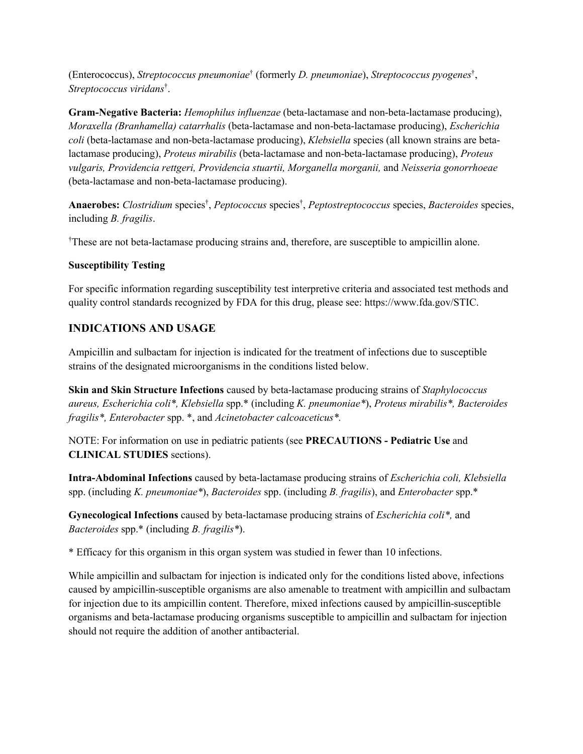(Enterococcus), *Streptococcus pneumoniae*† (formerly *D. pneumoniae*), *Streptococcus pyogenes*†, *Streptococcus viridans*†.

**Gram-Negative Bacteria:** *Hemophilus influenzae* (beta-lactamase and non-beta-lactamase producing), *Moraxella (Branhamella) catarrhalis* (beta-lactamase and non-beta-lactamase producing), *Escherichia coli* (beta-lactamase and non-beta-lactamase producing), *Klebsiella* species (all known strains are beta-lactamase producing), *Proteus mirabilis* (beta-lactamase and non-beta-lactamase producing), *Proteus vulgaris, Providencia rettgeri, Providencia stuartii, Morganella morganii,* and *Neisseria gonorrhoeae* (beta-lactamase and non-beta-lactamase producing).

**Anaerobes:** *Clostridium* species†, *Peptococcus* species†, *Peptostreptococcus* species, *Bacteroides* species, including *B. fragilis*.

†These are not beta-lactamase producing strains and, therefore, are susceptible to ampicillin alone.

**Susceptibility Testing**

For specific information regarding susceptibility test interpretive criteria and associated test methods and quality control standards recognized by FDA for this drug, please see: https://www.fda.gov/STIC.

## INDICATIONS AND USAGE

Ampicillin and sulbactam for injection is indicated for the treatment of infections due to susceptible strains of the designated microorganisms in the conditions listed below.

**Skin and Skin Structure Infections** caused by beta-lactamase producing strains of *Staphylococcus aureus, Escherichia coli\*, Klebsiella* spp.\* (including *K. pneumoniae\**), *Proteus mirabilis\*, Bacteroides fragilis\*, Enterobacter* spp. \*, and *Acinetobacter calcoaceticus\*.*

NOTE: For information on use in pediatric patients (see **PRECAUTIONS - Pediatric Use** and **CLINICAL STUDIES** sections).

**Intra-Abdominal Infections** caused by beta-lactamase producing strains of *Escherichia coli, Klebsiella* spp. (including *K. pneumoniae\**), *Bacteroides* spp. (including *B. fragilis*), and *Enterobacter* spp.\*

**Gynecological Infections** caused by beta-lactamase producing strains of *Escherichia coli\*,* and *Bacteroides* spp.\* (including *B. fragilis\**).

\* Efficacy for this organism in this organ system was studied in fewer than 10 infections.

While ampicillin and sulbactam for injection is indicated only for the conditions listed above, infections caused by ampicillin-susceptible organisms are also amenable to treatment with ampicillin and sulbactam for injection due to its ampicillin content. Therefore, mixed infections caused by ampicillin-susceptible organisms and beta-lactamase producing organisms susceptible to ampicillin and sulbactam for injection should not require the addition of another antibacterial.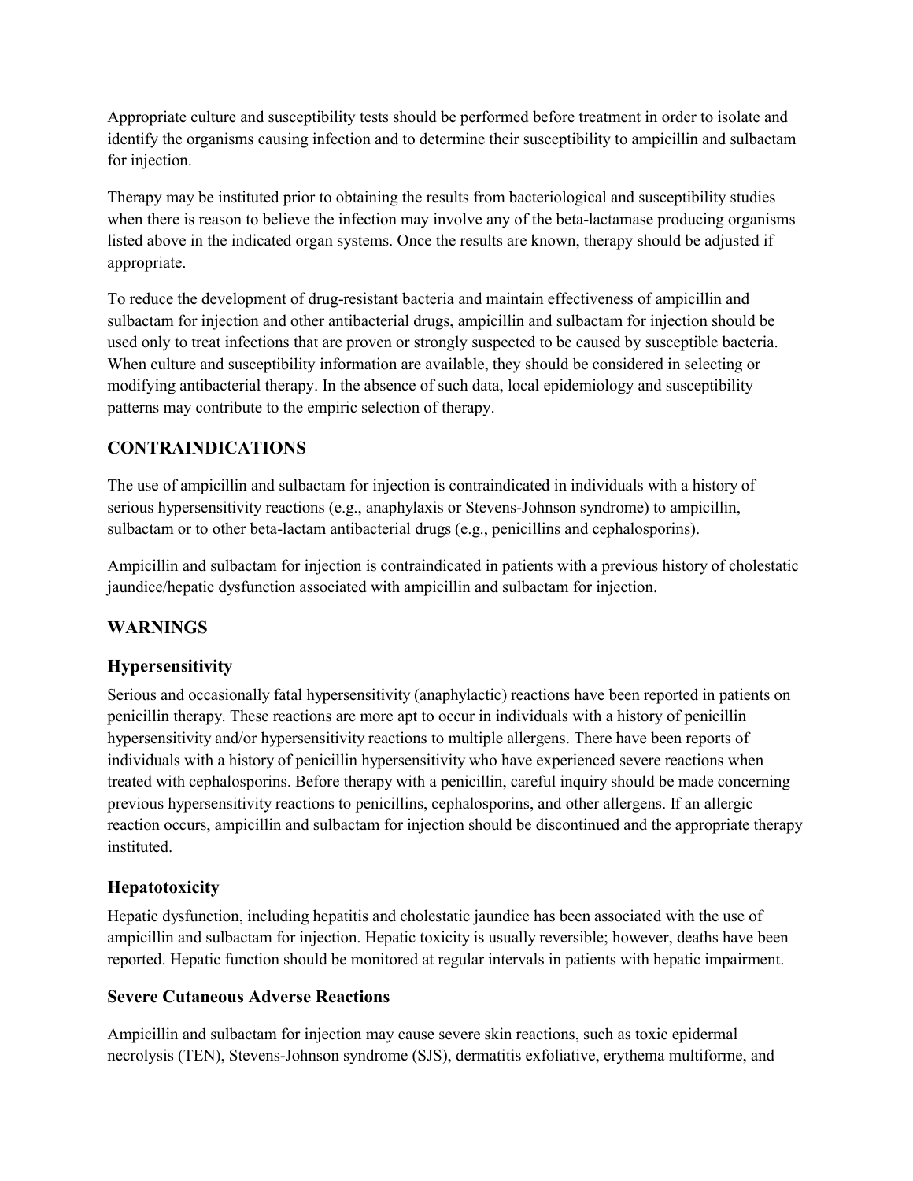Appropriate culture and susceptibility tests should be performed before treatment in order to isolate and identify the organisms causing infection and to determine their susceptibility to ampicillin and sulbactam for injection.

Therapy may be instituted prior to obtaining the results from bacteriological and susceptibility studies when there is reason to believe the infection may involve any of the beta-lactamase producing organisms listed above in the indicated organ systems. Once the results are known, therapy should be adjusted if appropriate.

To reduce the development of drug-resistant bacteria and maintain effectiveness of ampicillin and sulbactam for injection and other antibacterial drugs, ampicillin and sulbactam for injection should be used only to treat infections that are proven or strongly suspected to be caused by susceptible bacteria. When culture and susceptibility information are available, they should be considered in selecting or modifying antibacterial therapy. In the absence of such data, local epidemiology and susceptibility patterns may contribute to the empiric selection of therapy.

## CONTRAINDICATIONS

The use of ampicillin and sulbactam for injection is contraindicated in individuals with a history of serious hypersensitivity reactions (e.g., anaphylaxis or Stevens-Johnson syndrome) to ampicillin, sulbactam or to other beta-lactam antibacterial drugs (e.g., penicillins and cephalosporins).

Ampicillin and sulbactam for injection is contraindicated in patients with a previous history of cholestatic jaundice/hepatic dysfunction associated with ampicillin and sulbactam for injection.

## WARNINGS

### Hypersensitivity

Serious and occasionally fatal hypersensitivity (anaphylactic) reactions have been reported in patients on penicillin therapy. These reactions are more apt to occur in individuals with a history of penicillin hypersensitivity and/or hypersensitivity reactions to multiple allergens. There have been reports of individuals with a history of penicillin hypersensitivity who have experienced severe reactions when treated with cephalosporins. Before therapy with a penicillin, careful inquiry should be made concerning previous hypersensitivity reactions to penicillins, cephalosporins, and other allergens. If an allergic reaction occurs, ampicillin and sulbactam for injection should be discontinued and the appropriate therapy instituted.

### Hepatotoxicity

Hepatic dysfunction, including hepatitis and cholestatic jaundice has been associated with the use of ampicillin and sulbactam for injection. Hepatic toxicity is usually reversible; however, deaths have been reported. Hepatic function should be monitored at regular intervals in patients with hepatic impairment.

### Severe Cutaneous Adverse Reactions

Ampicillin and sulbactam for injection may cause severe skin reactions, such as toxic epidermal necrolysis (TEN), Stevens-Johnson syndrome (SJS), dermatitis exfoliative, erythema multiforme, and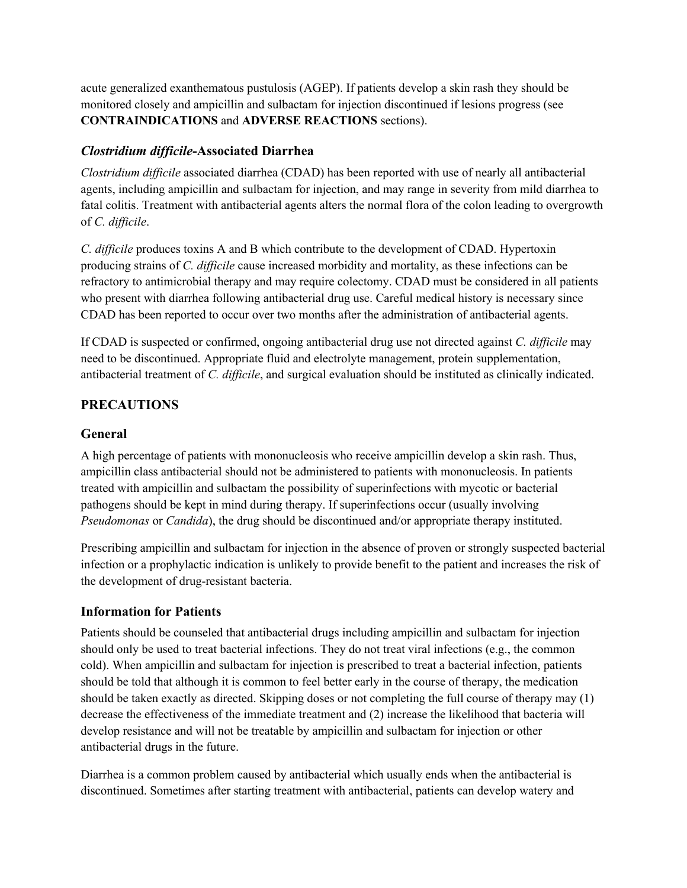acute generalized exanthematous pustulosis (AGEP). If patients develop a skin rash they should be monitored closely and ampicillin and sulbactam for injection discontinued if lesions progress (see **CONTRAINDICATIONS** and **ADVERSE REACTIONS** sections).

### *Clostridium difficile*-Associated Diarrhea

*Clostridium difficile* associated diarrhea (CDAD) has been reported with use of nearly all antibacterial agents, including ampicillin and sulbactam for injection, and may range in severity from mild diarrhea to fatal colitis. Treatment with antibacterial agents alters the normal flora of the colon leading to overgrowth of *C. difficile*.

*C. difficile* produces toxins A and B which contribute to the development of CDAD. Hypertoxin producing strains of *C. difficile* cause increased morbidity and mortality, as these infections can be refractory to antimicrobial therapy and may require colectomy. CDAD must be considered in all patients who present with diarrhea following antibacterial drug use. Careful medical history is necessary since CDAD has been reported to occur over two months after the administration of antibacterial agents.

If CDAD is suspected or confirmed, ongoing antibacterial drug use not directed against *C. difficile* may need to be discontinued. Appropriate fluid and electrolyte management, protein supplementation, antibacterial treatment of *C. difficile*, and surgical evaluation should be instituted as clinically indicated.

## PRECAUTIONS

### General

A high percentage of patients with mononucleosis who receive ampicillin develop a skin rash. Thus, ampicillin class antibacterial should not be administered to patients with mononucleosis. In patients treated with ampicillin and sulbactam the possibility of superinfections with mycotic or bacterial pathogens should be kept in mind during therapy. If superinfections occur (usually involving *Pseudomonas* or *Candida*), the drug should be discontinued and/or appropriate therapy instituted.

Prescribing ampicillin and sulbactam for injection in the absence of proven or strongly suspected bacterial infection or a prophylactic indication is unlikely to provide benefit to the patient and increases the risk of the development of drug-resistant bacteria.

### Information for Patients

Patients should be counseled that antibacterial drugs including ampicillin and sulbactam for injection should only be used to treat bacterial infections. They do not treat viral infections (e.g., the common cold). When ampicillin and sulbactam for injection is prescribed to treat a bacterial infection, patients should be told that although it is common to feel better early in the course of therapy, the medication should be taken exactly as directed. Skipping doses or not completing the full course of therapy may (1) decrease the effectiveness of the immediate treatment and (2) increase the likelihood that bacteria will develop resistance and will not be treatable by ampicillin and sulbactam for injection or other antibacterial drugs in the future.

Diarrhea is a common problem caused by antibacterial which usually ends when the antibacterial is discontinued. Sometimes after starting treatment with antibacterial, patients can develop watery and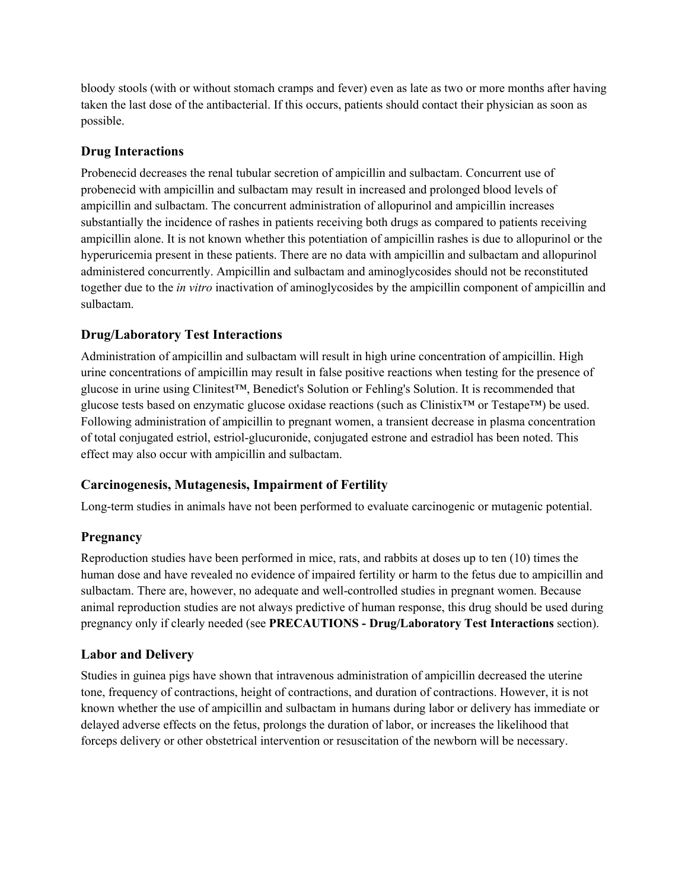bloody stools (with or without stomach cramps and fever) even as late as two or more months after having taken the last dose of the antibacterial. If this occurs, patients should contact their physician as soon as possible.

### Drug Interactions

Probenecid decreases the renal tubular secretion of ampicillin and sulbactam. Concurrent use of probenecid with ampicillin and sulbactam may result in increased and prolonged blood levels of ampicillin and sulbactam. The concurrent administration of allopurinol and ampicillin increases substantially the incidence of rashes in patients receiving both drugs as compared to patients receiving ampicillin alone. It is not known whether this potentiation of ampicillin rashes is due to allopurinol or the hyperuricemia present in these patients. There are no data with ampicillin and sulbactam and allopurinol administered concurrently. Ampicillin and sulbactam and aminoglycosides should not be reconstituted together due to the *in vitro* inactivation of aminoglycosides by the ampicillin component of ampicillin and sulbactam.

### Drug/Laboratory Test Interactions

Administration of ampicillin and sulbactam will result in high urine concentration of ampicillin. High urine concentrations of ampicillin may result in false positive reactions when testing for the presence of glucose in urine using Clinitest™, Benedict's Solution or Fehling's Solution. It is recommended that glucose tests based on enzymatic glucose oxidase reactions (such as Clinistix™ or Testape™) be used. Following administration of ampicillin to pregnant women, a transient decrease in plasma concentration of total conjugated estriol, estriol-glucuronide, conjugated estrone and estradiol has been noted. This effect may also occur with ampicillin and sulbactam.

### Carcinogenesis, Mutagenesis, Impairment of Fertility

Long-term studies in animals have not been performed to evaluate carcinogenic or mutagenic potential.

### Pregnancy

Reproduction studies have been performed in mice, rats, and rabbits at doses up to ten (10) times the human dose and have revealed no evidence of impaired fertility or harm to the fetus due to ampicillin and sulbactam. There are, however, no adequate and well-controlled studies in pregnant women. Because animal reproduction studies are not always predictive of human response, this drug should be used during pregnancy only if clearly needed (see **PRECAUTIONS - Drug/Laboratory Test Interactions** section).

### Labor and Delivery

Studies in guinea pigs have shown that intravenous administration of ampicillin decreased the uterine tone, frequency of contractions, height of contractions, and duration of contractions. However, it is not known whether the use of ampicillin and sulbactam in humans during labor or delivery has immediate or delayed adverse effects on the fetus, prolongs the duration of labor, or increases the likelihood that forceps delivery or other obstetrical intervention or resuscitation of the newborn will be necessary.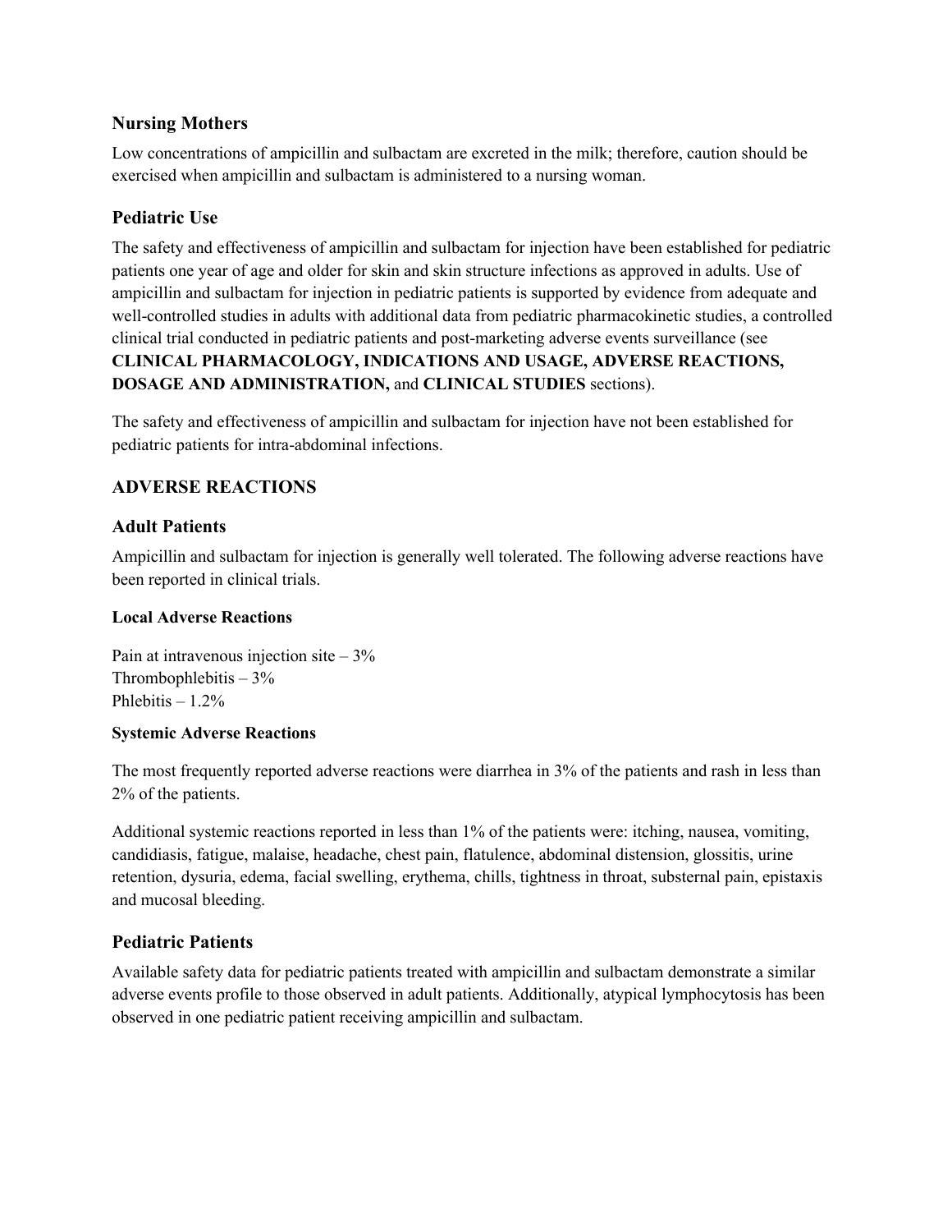### Nursing Mothers

Low concentrations of ampicillin and sulbactam are excreted in the milk; therefore, caution should be exercised when ampicillin and sulbactam is administered to a nursing woman.

### Pediatric Use

The safety and effectiveness of ampicillin and sulbactam for injection have been established for pediatric patients one year of age and older for skin and skin structure infections as approved in adults. Use of ampicillin and sulbactam for injection in pediatric patients is supported by evidence from adequate and well-controlled studies in adults with additional data from pediatric pharmacokinetic studies, a controlled clinical trial conducted in pediatric patients and post-marketing adverse events surveillance (see **CLINICAL PHARMACOLOGY, INDICATIONS AND USAGE, ADVERSE REACTIONS, DOSAGE AND ADMINISTRATION,** and **CLINICAL STUDIES** sections).

The safety and effectiveness of ampicillin and sulbactam for injection have not been established for pediatric patients for intra-abdominal infections.

## ADVERSE REACTIONS

### Adult Patients

Ampicillin and sulbactam for injection is generally well tolerated. The following adverse reactions have been reported in clinical trials.

#### Local Adverse Reactions

Pain at intravenous injection site – 3%
Thrombophlebitis – 3%
Phlebitis – 1.2%

#### Systemic Adverse Reactions

The most frequently reported adverse reactions were diarrhea in 3% of the patients and rash in less than 2% of the patients.

Additional systemic reactions reported in less than 1% of the patients were: itching, nausea, vomiting, candidiasis, fatigue, malaise, headache, chest pain, flatulence, abdominal distension, glossitis, urine retention, dysuria, edema, facial swelling, erythema, chills, tightness in throat, substernal pain, epistaxis and mucosal bleeding.

### Pediatric Patients

Available safety data for pediatric patients treated with ampicillin and sulbactam demonstrate a similar adverse events profile to those observed in adult patients. Additionally, atypical lymphocytosis has been observed in one pediatric patient receiving ampicillin and sulbactam.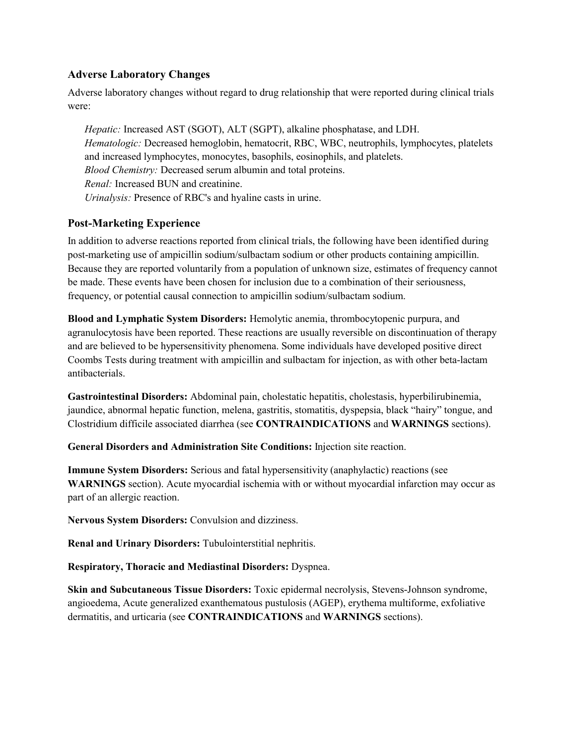### Adverse Laboratory Changes

Adverse laboratory changes without regard to drug relationship that were reported during clinical trials were:

*Hepatic:* Increased AST (SGOT), ALT (SGPT), alkaline phosphatase, and LDH.
*Hematologic:* Decreased hemoglobin, hematocrit, RBC, WBC, neutrophils, lymphocytes, platelets and increased lymphocytes, monocytes, basophils, eosinophils, and platelets.
*Blood Chemistry:* Decreased serum albumin and total proteins.
*Renal:* Increased BUN and creatinine.
*Urinalysis:* Presence of RBC's and hyaline casts in urine.

### Post-Marketing Experience

In addition to adverse reactions reported from clinical trials, the following have been identified during post-marketing use of ampicillin sodium/sulbactam sodium or other products containing ampicillin. Because they are reported voluntarily from a population of unknown size, estimates of frequency cannot be made. These events have been chosen for inclusion due to a combination of their seriousness, frequency, or potential causal connection to ampicillin sodium/sulbactam sodium.

**Blood and Lymphatic System Disorders:** Hemolytic anemia, thrombocytopenic purpura, and agranulocytosis have been reported. These reactions are usually reversible on discontinuation of therapy and are believed to be hypersensitivity phenomena. Some individuals have developed positive direct Coombs Tests during treatment with ampicillin and sulbactam for injection, as with other beta-lactam antibacterials.

**Gastrointestinal Disorders:** Abdominal pain, cholestatic hepatitis, cholestasis, hyperbilirubinemia, jaundice, abnormal hepatic function, melena, gastritis, stomatitis, dyspepsia, black "hairy" tongue, and Clostridium difficile associated diarrhea (see **CONTRAINDICATIONS** and **WARNINGS** sections).

**General Disorders and Administration Site Conditions:** Injection site reaction.

**Immune System Disorders:** Serious and fatal hypersensitivity (anaphylactic) reactions (see **WARNINGS** section). Acute myocardial ischemia with or without myocardial infarction may occur as part of an allergic reaction.

**Nervous System Disorders:** Convulsion and dizziness.

**Renal and Urinary Disorders:** Tubulointerstitial nephritis.

**Respiratory, Thoracic and Mediastinal Disorders:** Dyspnea.

**Skin and Subcutaneous Tissue Disorders:** Toxic epidermal necrolysis, Stevens-Johnson syndrome, angioedema, Acute generalized exanthematous pustulosis (AGEP), erythema multiforme, exfoliative dermatitis, and urticaria (see **CONTRAINDICATIONS** and **WARNINGS** sections).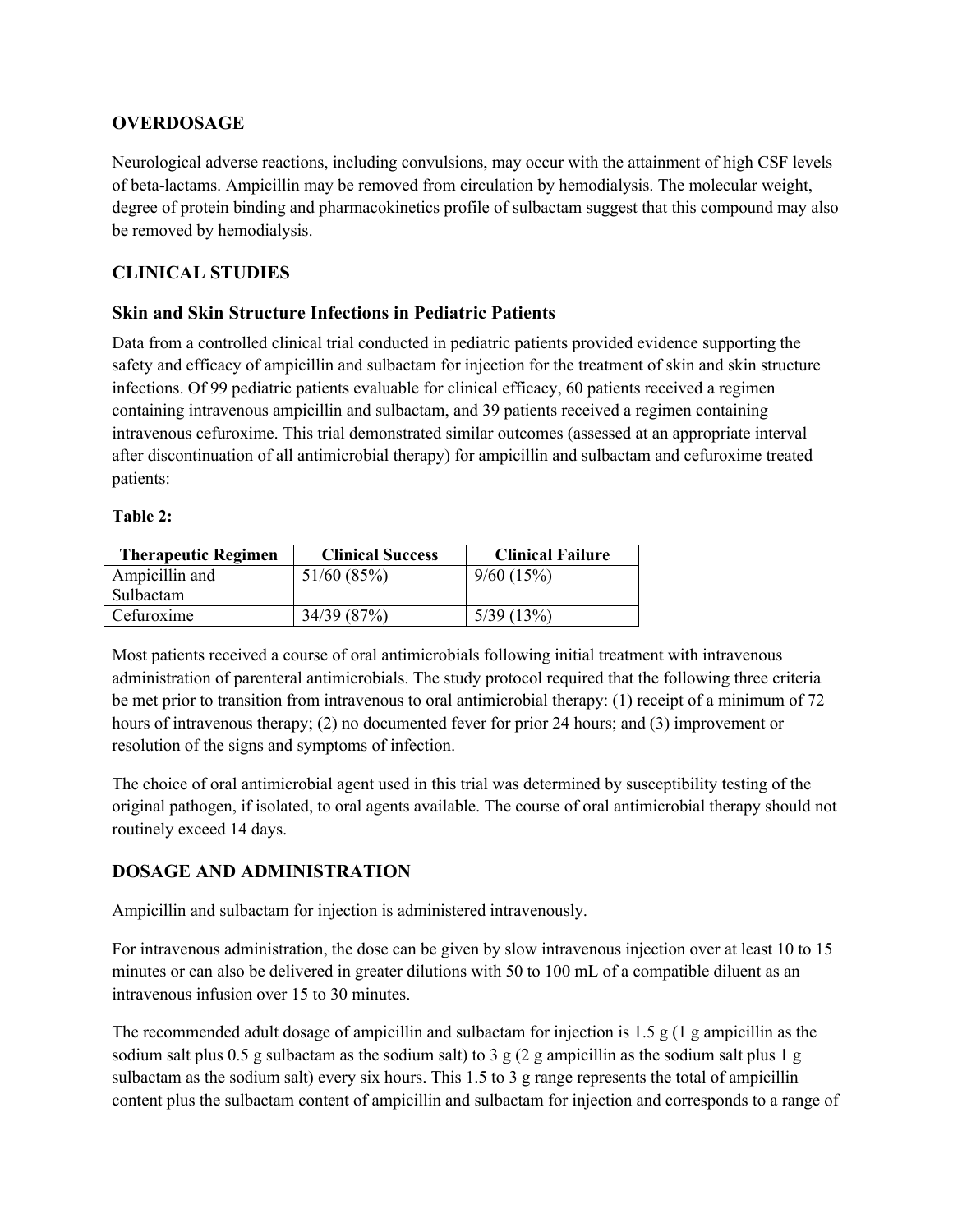## OVERDOSAGE

Neurological adverse reactions, including convulsions, may occur with the attainment of high CSF levels of beta-lactams. Ampicillin may be removed from circulation by hemodialysis. The molecular weight, degree of protein binding and pharmacokinetics profile of sulbactam suggest that this compound may also be removed by hemodialysis.

## CLINICAL STUDIES

### Skin and Skin Structure Infections in Pediatric Patients

Data from a controlled clinical trial conducted in pediatric patients provided evidence supporting the safety and efficacy of ampicillin and sulbactam for injection for the treatment of skin and skin structure infections. Of 99 pediatric patients evaluable for clinical efficacy, 60 patients received a regimen containing intravenous ampicillin and sulbactam, and 39 patients received a regimen containing intravenous cefuroxime. This trial demonstrated similar outcomes (assessed at an appropriate interval after discontinuation of all antimicrobial therapy) for ampicillin and sulbactam and cefuroxime treated patients:

**Table 2:**

| Therapeutic Regimen | Clinical Success | Clinical Failure |
| --- | --- | --- |
| Ampicillin and Sulbactam | 51/60 (85%) | 9/60 (15%) |
| Cefuroxime | 34/39 (87%) | 5/39 (13%) |

Most patients received a course of oral antimicrobials following initial treatment with intravenous administration of parenteral antimicrobials. The study protocol required that the following three criteria be met prior to transition from intravenous to oral antimicrobial therapy: (1) receipt of a minimum of 72 hours of intravenous therapy; (2) no documented fever for prior 24 hours; and (3) improvement or resolution of the signs and symptoms of infection.

The choice of oral antimicrobial agent used in this trial was determined by susceptibility testing of the original pathogen, if isolated, to oral agents available. The course of oral antimicrobial therapy should not routinely exceed 14 days.

## DOSAGE AND ADMINISTRATION

Ampicillin and sulbactam for injection is administered intravenously.

For intravenous administration, the dose can be given by slow intravenous injection over at least 10 to 15 minutes or can also be delivered in greater dilutions with 50 to 100 mL of a compatible diluent as an intravenous infusion over 15 to 30 minutes.

The recommended adult dosage of ampicillin and sulbactam for injection is 1.5 g (1 g ampicillin as the sodium salt plus 0.5 g sulbactam as the sodium salt) to 3 g (2 g ampicillin as the sodium salt plus 1 g sulbactam as the sodium salt) every six hours. This 1.5 to 3 g range represents the total of ampicillin content plus the sulbactam content of ampicillin and sulbactam for injection and corresponds to a range of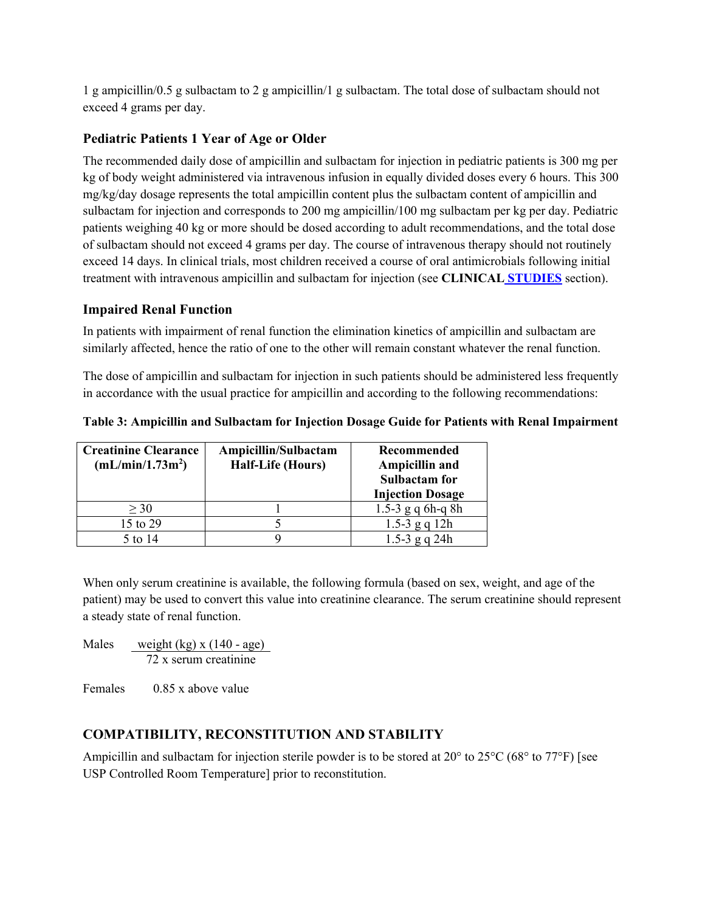1 g ampicillin/0.5 g sulbactam to 2 g ampicillin/1 g sulbactam. The total dose of sulbactam should not exceed 4 grams per day.

### Pediatric Patients 1 Year of Age or Older

The recommended daily dose of ampicillin and sulbactam for injection in pediatric patients is 300 mg per kg of body weight administered via intravenous infusion in equally divided doses every 6 hours. This 300 mg/kg/day dosage represents the total ampicillin content plus the sulbactam content of ampicillin and sulbactam for injection and corresponds to 200 mg ampicillin/100 mg sulbactam per kg per day. Pediatric patients weighing 40 kg or more should be dosed according to adult recommendations, and the total dose of sulbactam should not exceed 4 grams per day. The course of intravenous therapy should not routinely exceed 14 days. In clinical trials, most children received a course of oral antimicrobials following initial treatment with intravenous ampicillin and sulbactam for injection (see **CLINICAL STUDIES** section).

### Impaired Renal Function

In patients with impairment of renal function the elimination kinetics of ampicillin and sulbactam are similarly affected, hence the ratio of one to the other will remain constant whatever the renal function.

The dose of ampicillin and sulbactam for injection in such patients should be administered less frequently in accordance with the usual practice for ampicillin and according to the following recommendations:

**Table 3: Ampicillin and Sulbactam for Injection Dosage Guide for Patients with Renal Impairment**

| Creatinine Clearance (mL/min/1.73m$^2$) | Ampicillin/Sulbactam Half-Life (Hours) | Recommended Ampicillin and Sulbactam for Injection Dosage |
|---|---|---|
| ≥ 30 | 1 | 1.5-3 g q 6h-q 8h |
| 15 to 29 | 5 | 1.5-3 g q 12h |
| 5 to 14 | 9 | 1.5-3 g q 24h |

When only serum creatinine is available, the following formula (based on sex, weight, and age of the patient) may be used to convert this value into creatinine clearance. The serum creatinine should represent a steady state of renal function.

Males $$\frac{\text{weight (kg)} \times (140 - \text{age})}{72 \times \text{serum creatinine}}$$

Females 0.85 x above value

## COMPATIBILITY, RECONSTITUTION AND STABILITY

Ampicillin and sulbactam for injection sterile powder is to be stored at 20° to 25°C (68° to 77°F) [see USP Controlled Room Temperature] prior to reconstitution.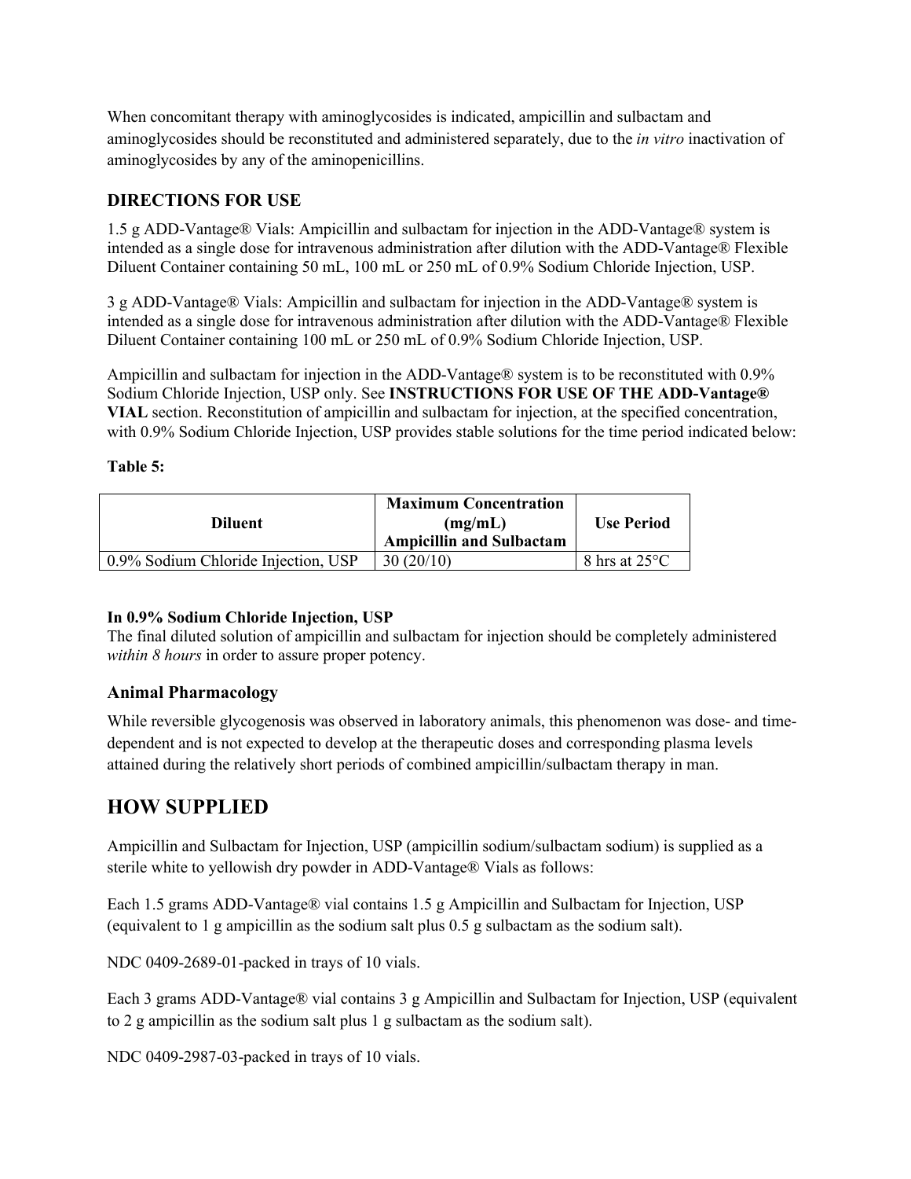When concomitant therapy with aminoglycosides is indicated, ampicillin and sulbactam and aminoglycosides should be reconstituted and administered separately, due to the *in vitro* inactivation of aminoglycosides by any of the aminopenicillins.

### DIRECTIONS FOR USE

1.5 g ADD-Vantage® Vials: Ampicillin and sulbactam for injection in the ADD-Vantage® system is intended as a single dose for intravenous administration after dilution with the ADD-Vantage® Flexible Diluent Container containing 50 mL, 100 mL or 250 mL of 0.9% Sodium Chloride Injection, USP.

3 g ADD-Vantage® Vials: Ampicillin and sulbactam for injection in the ADD-Vantage® system is intended as a single dose for intravenous administration after dilution with the ADD-Vantage® Flexible Diluent Container containing 100 mL or 250 mL of 0.9% Sodium Chloride Injection, USP.

Ampicillin and sulbactam for injection in the ADD-Vantage® system is to be reconstituted with 0.9% Sodium Chloride Injection, USP only. See **INSTRUCTIONS FOR USE OF THE ADD-Vantage® VIAL** section. Reconstitution of ampicillin and sulbactam for injection, at the specified concentration, with 0.9% Sodium Chloride Injection, USP provides stable solutions for the time period indicated below:

**Table 5:**

| Diluent | Maximum Concentration (mg/mL) Ampicillin and Sulbactam | Use Period |
|---|---|---|
| 0.9% Sodium Chloride Injection, USP | 30 (20/10) | 8 hrs at 25°C |

**In 0.9% Sodium Chloride Injection, USP**
The final diluted solution of ampicillin and sulbactam for injection should be completely administered *within 8 hours* in order to assure proper potency.

### Animal Pharmacology

While reversible glycogenosis was observed in laboratory animals, this phenomenon was dose- and time-dependent and is not expected to develop at the therapeutic doses and corresponding plasma levels attained during the relatively short periods of combined ampicillin/sulbactam therapy in man.

## HOW SUPPLIED

Ampicillin and Sulbactam for Injection, USP (ampicillin sodium/sulbactam sodium) is supplied as a sterile white to yellowish dry powder in ADD-Vantage® Vials as follows:

Each 1.5 grams ADD-Vantage® vial contains 1.5 g Ampicillin and Sulbactam for Injection, USP (equivalent to 1 g ampicillin as the sodium salt plus 0.5 g sulbactam as the sodium salt).

NDC 0409-2689-01-packed in trays of 10 vials.

Each 3 grams ADD-Vantage® vial contains 3 g Ampicillin and Sulbactam for Injection, USP (equivalent to 2 g ampicillin as the sodium salt plus 1 g sulbactam as the sodium salt).

NDC 0409-2987-03-packed in trays of 10 vials.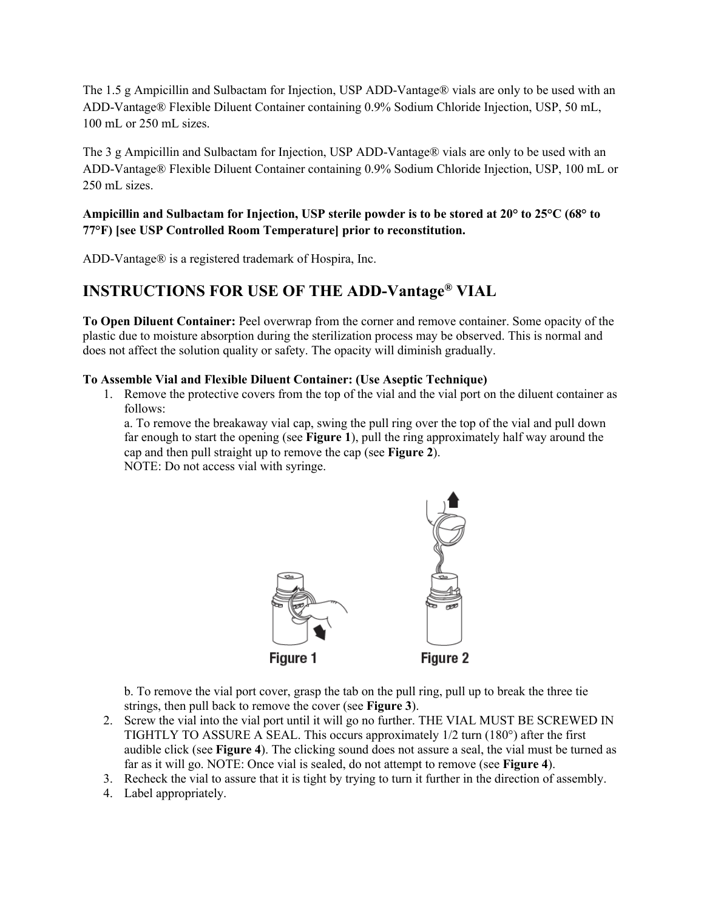The 1.5 g Ampicillin and Sulbactam for Injection, USP ADD-Vantage® vials are only to be used with an ADD-Vantage® Flexible Diluent Container containing 0.9% Sodium Chloride Injection, USP, 50 mL, 100 mL or 250 mL sizes.

The 3 g Ampicillin and Sulbactam for Injection, USP ADD-Vantage® vials are only to be used with an ADD-Vantage® Flexible Diluent Container containing 0.9% Sodium Chloride Injection, USP, 100 mL or 250 mL sizes.

**Ampicillin and Sulbactam for Injection, USP sterile powder is to be stored at 20° to 25°C (68° to 77°F) [see USP Controlled Room Temperature] prior to reconstitution.**

ADD-Vantage® is a registered trademark of Hospira, Inc.

## INSTRUCTIONS FOR USE OF THE ADD-Vantage® VIAL

**To Open Diluent Container:** Peel overwrap from the corner and remove container. Some opacity of the plastic due to moisture absorption during the sterilization process may be observed. This is normal and does not affect the solution quality or safety. The opacity will diminish gradually.

**To Assemble Vial and Flexible Diluent Container: (Use Aseptic Technique)**

1. Remove the protective covers from the top of the vial and the vial port on the diluent container as follows:
   a. To remove the breakaway vial cap, swing the pull ring over the top of the vial and pull down far enough to start the opening (see **Figure 1**), pull the ring approximately half way around the cap and then pull straight up to remove the cap (see **Figure 2**).
   NOTE: Do not access vial with syringe.

   Figure 1 Figure 2

   b. To remove the vial port cover, grasp the tab on the pull ring, pull up to break the three tie strings, then pull back to remove the cover (see **Figure 3**).
2. Screw the vial into the vial port until it will go no further. THE VIAL MUST BE SCREWED IN TIGHTLY TO ASSURE A SEAL. This occurs approximately 1/2 turn (180°) after the first audible click (see **Figure 4**). The clicking sound does not assure a seal, the vial must be turned as far as it will go. NOTE: Once vial is sealed, do not attempt to remove (see **Figure 4**).
3. Recheck the vial to assure that it is tight by trying to turn it further in the direction of assembly.
4. Label appropriately.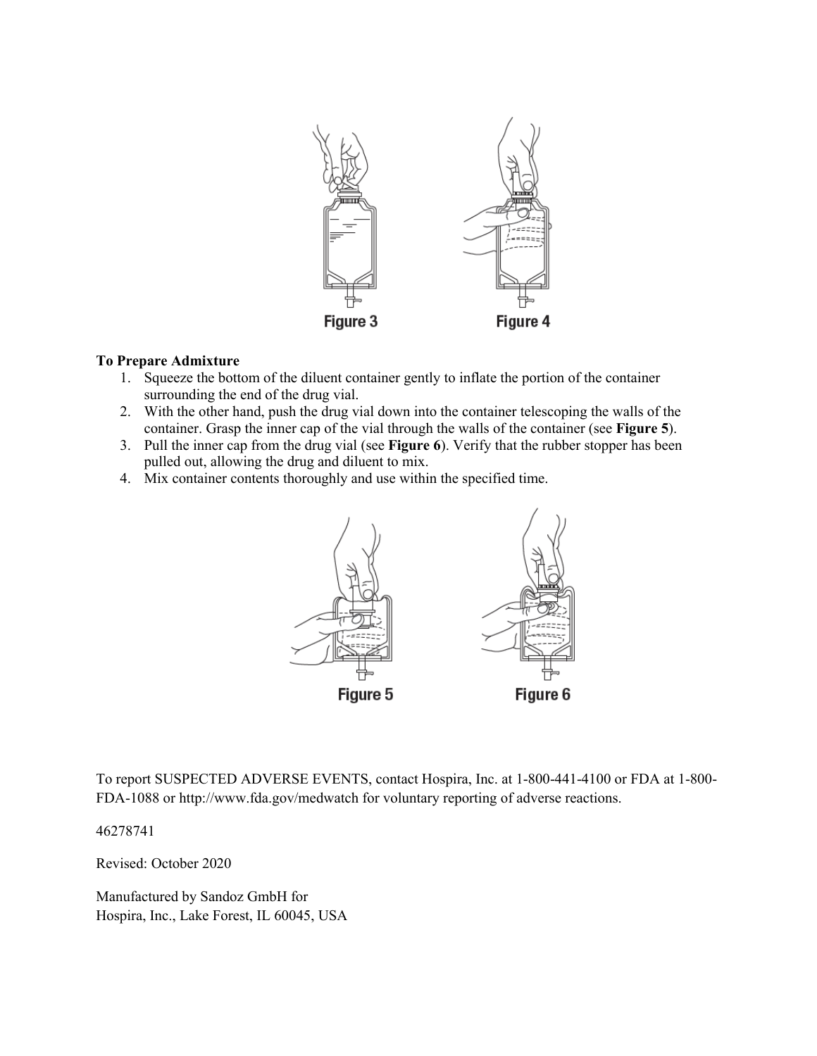Figure 3

Figure 4

**To Prepare Admixture**

1. Squeeze the bottom of the diluent container gently to inflate the portion of the container surrounding the end of the drug vial.
2. With the other hand, push the drug vial down into the container telescoping the walls of the container. Grasp the inner cap of the vial through the walls of the container (see **Figure 5**).
3. Pull the inner cap from the drug vial (see **Figure 6**). Verify that the rubber stopper has been pulled out, allowing the drug and diluent to mix.
4. Mix container contents thoroughly and use within the specified time.

Figure 5

Figure 6

To report SUSPECTED ADVERSE EVENTS, contact Hospira, Inc. at 1-800-441-4100 or FDA at 1-800-FDA-1088 or http://www.fda.gov/medwatch for voluntary reporting of adverse reactions.

46278741

Revised: October 2020

Manufactured by Sandoz GmbH for
Hospira, Inc., Lake Forest, IL 60045, USA